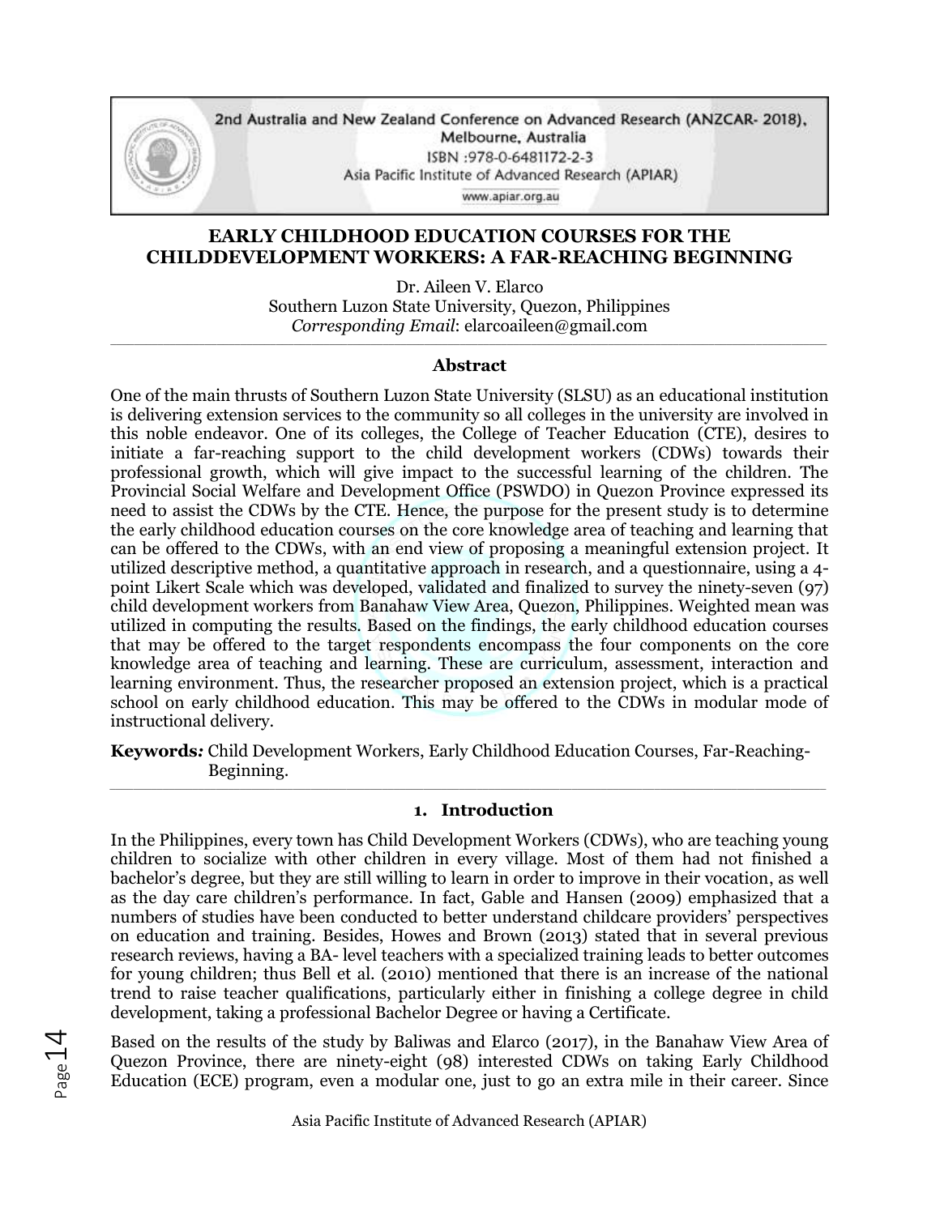# EARLY CHILDHOOD EDUCATION COURSES FOR THE CHILDDEVELOPMENT WORKERS: A FAR-REACHING BEGINNING

Dr. Aileen V. Elarco
Southern Luzon State University, Quezon, Philippines
*Corresponding Email*: elarcoaileen@gmail.com

---

## Abstract

One of the main thrusts of Southern Luzon State University (SLSU) as an educational institution is delivering extension services to the community so all colleges in the university are involved in this noble endeavor. One of its colleges, the College of Teacher Education (CTE), desires to initiate a far-reaching support to the child development workers (CDWs) towards their professional growth, which will give impact to the successful learning of the children. The Provincial Social Welfare and Development Office (PSWDO) in Quezon Province expressed its need to assist the CDWs by the CTE. Hence, the purpose for the present study is to determine the early childhood education courses on the core knowledge area of teaching and learning that can be offered to the CDWs, with an end view of proposing a meaningful extension project. It utilized descriptive method, a quantitative approach in research, and a questionnaire, using a 4-point Likert Scale which was developed, validated and finalized to survey the ninety-seven (97) child development workers from Banahaw View Area, Quezon, Philippines. Weighted mean was utilized in computing the results. Based on the findings, the early childhood education courses that may be offered to the target respondents encompass the four components on the core knowledge area of teaching and learning. These are curriculum, assessment, interaction and learning environment. Thus, the researcher proposed an extension project, which is a practical school on early childhood education. This may be offered to the CDWs in modular mode of instructional delivery.

**Keywords:** Child Development Workers, Early Childhood Education Courses, Far-Reaching-Beginning.

---

## 1. Introduction

In the Philippines, every town has Child Development Workers (CDWs), who are teaching young children to socialize with other children in every village. Most of them had not finished a bachelor's degree, but they are still willing to learn in order to improve in their vocation, as well as the day care children's performance. In fact, Gable and Hansen (2009) emphasized that a numbers of studies have been conducted to better understand childcare providers' perspectives on education and training. Besides, Howes and Brown (2013) stated that in several previous research reviews, having a BA- level teachers with a specialized training leads to better outcomes for young children; thus Bell et al. (2010) mentioned that there is an increase of the national trend to raise teacher qualifications, particularly either in finishing a college degree in child development, taking a professional Bachelor Degree or having a Certificate.

Based on the results of the study by Baliwas and Elarco (2017), in the Banahaw View Area of Quezon Province, there are ninety-eight (98) interested CDWs on taking Early Childhood Education (ECE) program, even a modular one, just to go an extra mile in their career. Since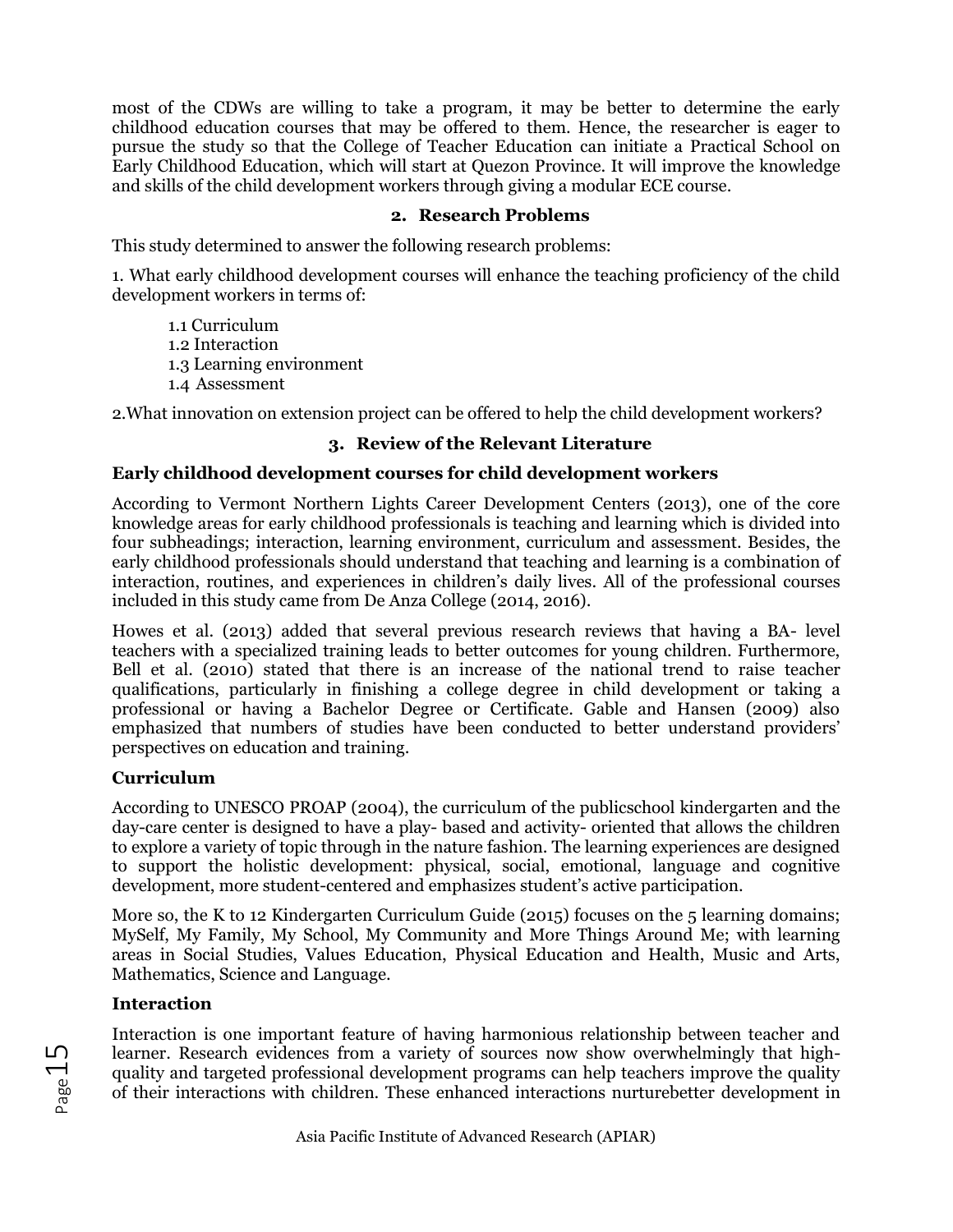most of the CDWs are willing to take a program, it may be better to determine the early childhood education courses that may be offered to them. Hence, the researcher is eager to pursue the study so that the College of Teacher Education can initiate a Practical School on Early Childhood Education, which will start at Quezon Province. It will improve the knowledge and skills of the child development workers through giving a modular ECE course.

## 2. Research Problems

This study determined to answer the following research problems:

1. What early childhood development courses will enhance the teaching proficiency of the child development workers in terms of:

   1.1 Curriculum
   1.2 Interaction
   1.3 Learning environment
   1.4 Assessment

2.What innovation on extension project can be offered to help the child development workers?

## 3. Review of the Relevant Literature

### Early childhood development courses for child development workers

According to Vermont Northern Lights Career Development Centers (2013), one of the core knowledge areas for early childhood professionals is teaching and learning which is divided into four subheadings; interaction, learning environment, curriculum and assessment. Besides, the early childhood professionals should understand that teaching and learning is a combination of interaction, routines, and experiences in children's daily lives. All of the professional courses included in this study came from De Anza College (2014, 2016).

Howes et al. (2013) added that several previous research reviews that having a BA- level teachers with a specialized training leads to better outcomes for young children. Furthermore, Bell et al. (2010) stated that there is an increase of the national trend to raise teacher qualifications, particularly in finishing a college degree in child development or taking a professional or having a Bachelor Degree or Certificate. Gable and Hansen (2009) also emphasized that numbers of studies have been conducted to better understand providers' perspectives on education and training.

### Curriculum

According to UNESCO PROAP (2004), the curriculum of the publicschool kindergarten and the day-care center is designed to have a play- based and activity- oriented that allows the children to explore a variety of topic through in the nature fashion. The learning experiences are designed to support the holistic development: physical, social, emotional, language and cognitive development, more student-centered and emphasizes student's active participation.

More so, the K to 12 Kindergarten Curriculum Guide (2015) focuses on the 5 learning domains; MySelf, My Family, My School, My Community and More Things Around Me; with learning areas in Social Studies, Values Education, Physical Education and Health, Music and Arts, Mathematics, Science and Language.

### Interaction

Interaction is one important feature of having harmonious relationship between teacher and learner. Research evidences from a variety of sources now show overwhelmingly that high-quality and targeted professional development programs can help teachers improve the quality of their interactions with children. These enhanced interactions nurturebetter development in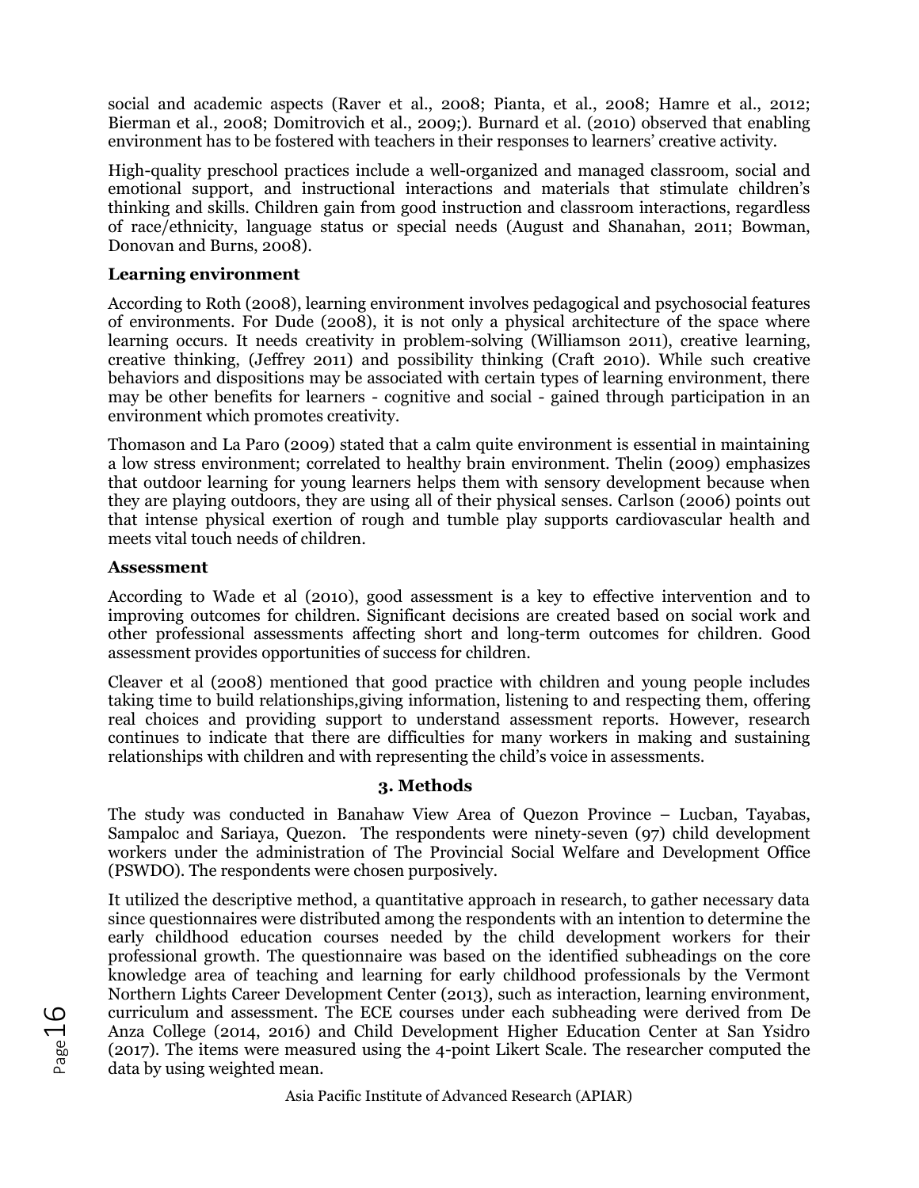social and academic aspects (Raver et al., 2008; Pianta, et al., 2008; Hamre et al., 2012; Bierman et al., 2008; Domitrovich et al., 2009;). Burnard et al. (2010) observed that enabling environment has to be fostered with teachers in their responses to learners' creative activity.

High-quality preschool practices include a well-organized and managed classroom, social and emotional support, and instructional interactions and materials that stimulate children's thinking and skills. Children gain from good instruction and classroom interactions, regardless of race/ethnicity, language status or special needs (August and Shanahan, 2011; Bowman, Donovan and Burns, 2008).

**Learning environment**

According to Roth (2008), learning environment involves pedagogical and psychosocial features of environments. For Dude (2008), it is not only a physical architecture of the space where learning occurs. It needs creativity in problem-solving (Williamson 2011), creative learning, creative thinking, (Jeffrey 2011) and possibility thinking (Craft 2010). While such creative behaviors and dispositions may be associated with certain types of learning environment, there may be other benefits for learners - cognitive and social - gained through participation in an environment which promotes creativity.

Thomason and La Paro (2009) stated that a calm quite environment is essential in maintaining a low stress environment; correlated to healthy brain environment. Thelin (2009) emphasizes that outdoor learning for young learners helps them with sensory development because when they are playing outdoors, they are using all of their physical senses. Carlson (2006) points out that intense physical exertion of rough and tumble play supports cardiovascular health and meets vital touch needs of children.

**Assessment**

According to Wade et al (2010), good assessment is a key to effective intervention and to improving outcomes for children. Significant decisions are created based on social work and other professional assessments affecting short and long-term outcomes for children. Good assessment provides opportunities of success for children.

Cleaver et al (2008) mentioned that good practice with children and young people includes taking time to build relationships,giving information, listening to and respecting them, offering real choices and providing support to understand assessment reports. However, research continues to indicate that there are difficulties for many workers in making and sustaining relationships with children and with representing the child's voice in assessments.

## 3. Methods

The study was conducted in Banahaw View Area of Quezon Province – Lucban, Tayabas, Sampaloc and Sariaya, Quezon. The respondents were ninety-seven (97) child development workers under the administration of The Provincial Social Welfare and Development Office (PSWDO). The respondents were chosen purposively.

It utilized the descriptive method, a quantitative approach in research, to gather necessary data since questionnaires were distributed among the respondents with an intention to determine the early childhood education courses needed by the child development workers for their professional growth. The questionnaire was based on the identified subheadings on the core knowledge area of teaching and learning for early childhood professionals by the Vermont Northern Lights Career Development Center (2013), such as interaction, learning environment, curriculum and assessment. The ECE courses under each subheading were derived from De Anza College (2014, 2016) and Child Development Higher Education Center at San Ysidro (2017). The items were measured using the 4-point Likert Scale. The researcher computed the data by using weighted mean.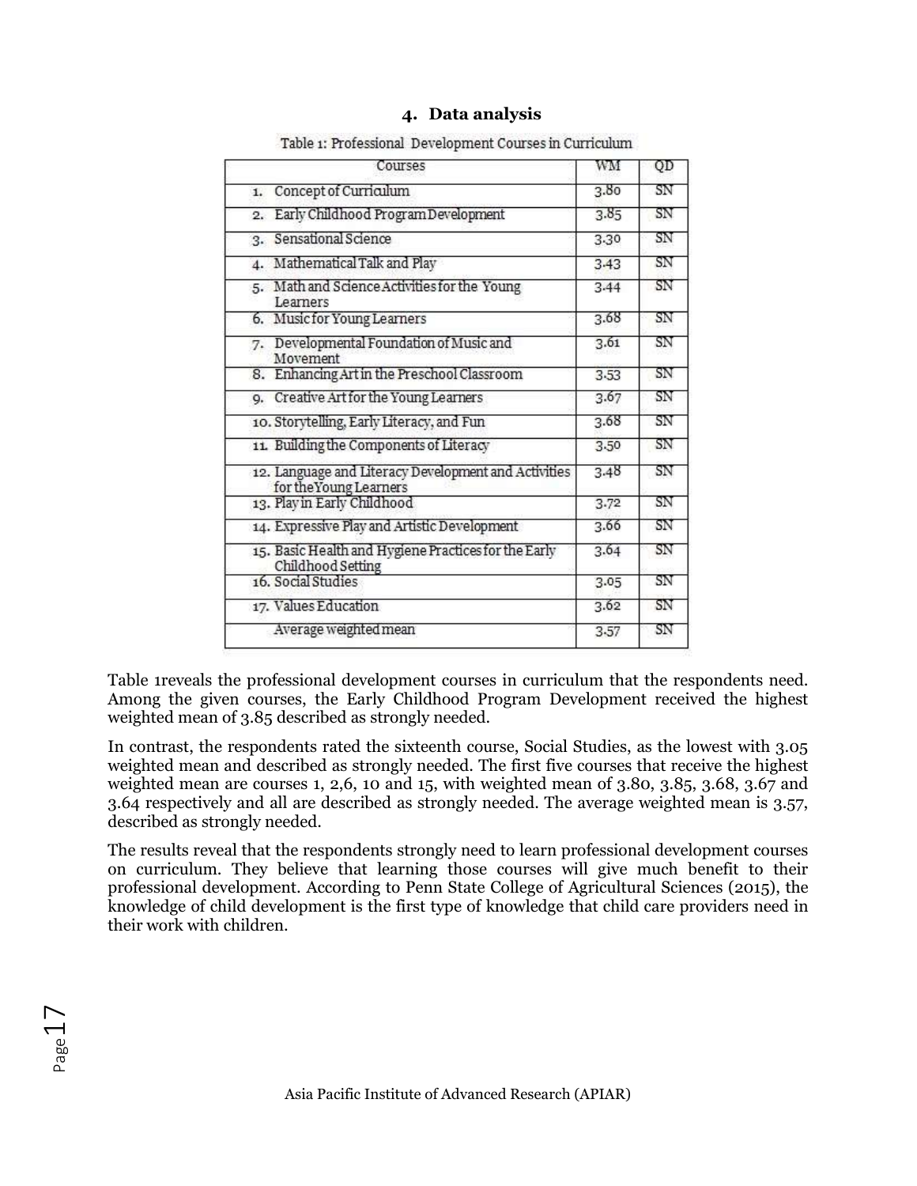## 4. Data analysis

Table 1: Professional Development Courses in Curriculum

| Courses | WM | QD |
|---|---|---|
| 1. Concept of Curriculum | 3.80 | SN |
| 2. Early Childhood Program Development | 3.85 | SN |
| 3. Sensational Science | 3.30 | SN |
| 4. Mathematical Talk and Play | 3.43 | SN |
| 5. Math and Science Activities for the Young Learners | 3.44 | SN |
| 6. Music for Young Learners | 3.68 | SN |
| 7. Developmental Foundation of Music and Movement | 3.61 | SN |
| 8. Enhancing Art in the Preschool Classroom | 3.53 | SN |
| 9. Creative Art for the Young Learners | 3.67 | SN |
| 10. Storytelling, Early Literacy, and Fun | 3.68 | SN |
| 11. Building the Components of Literacy | 3.50 | SN |
| 12. Language and Literacy Development and Activities for the Young Learners | 3.48 | SN |
| 13. Play in Early Childhood | 3.72 | SN |
| 14. Expressive Play and Artistic Development | 3.66 | SN |
| 15. Basic Health and Hygiene Practices for the Early Childhood Setting | 3.64 | SN |
| 16. Social Studies | 3.05 | SN |
| 17. Values Education | 3.62 | SN |
| Average weighted mean | 3.57 | SN |

Table 1reveals the professional development courses in curriculum that the respondents need. Among the given courses, the Early Childhood Program Development received the highest weighted mean of 3.85 described as strongly needed.

In contrast, the respondents rated the sixteenth course, Social Studies, as the lowest with 3.05 weighted mean and described as strongly needed. The first five courses that receive the highest weighted mean are courses 1, 2,6, 10 and 15, with weighted mean of 3.80, 3.85, 3.68, 3.67 and 3.64 respectively and all are described as strongly needed. The average weighted mean is 3.57, described as strongly needed.

The results reveal that the respondents strongly need to learn professional development courses on curriculum. They believe that learning those courses will give much benefit to their professional development. According to Penn State College of Agricultural Sciences (2015), the knowledge of child development is the first type of knowledge that child care providers need in their work with children.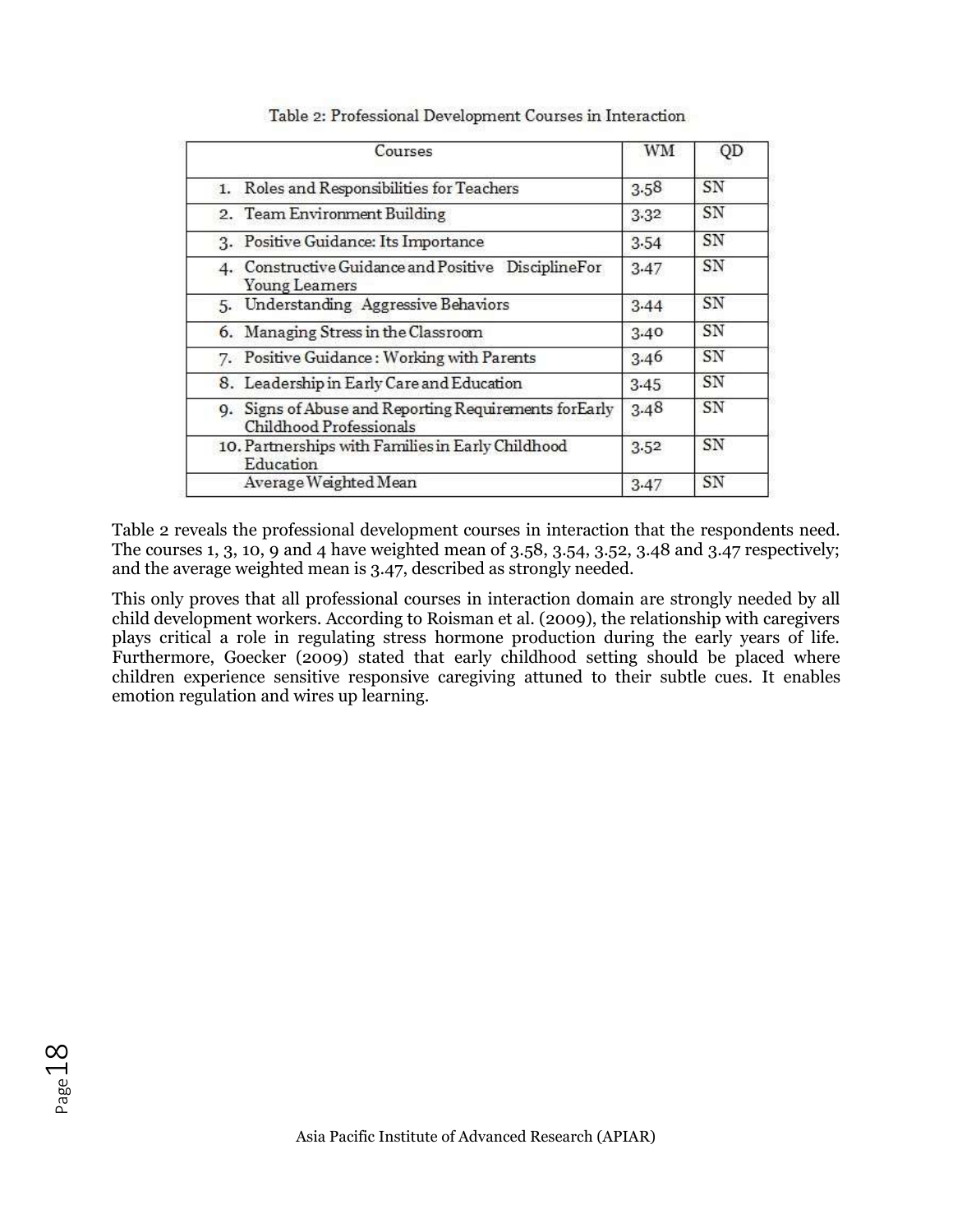Table 2: Professional Development Courses in Interaction

| Courses | WM | QD |
|---|---|---|
| 1. Roles and Responsibilities for Teachers | 3.58 | SN |
| 2. Team Environment Building | 3.32 | SN |
| 3. Positive Guidance: Its Importance | 3.54 | SN |
| 4. Constructive Guidance and Positive DisciplineFor Young Learners | 3.47 | SN |
| 5. Understanding Aggressive Behaviors | 3.44 | SN |
| 6. Managing Stress in the Classroom | 3.40 | SN |
| 7. Positive Guidance : Working with Parents | 3.46 | SN |
| 8. Leadership in Early Care and Education | 3.45 | SN |
| 9. Signs of Abuse and Reporting Requirements forEarly Childhood Professionals | 3.48 | SN |
| 10. Partnerships with Families in Early Childhood Education | 3.52 | SN |
| Average Weighted Mean | 3.47 | SN |

Table 2 reveals the professional development courses in interaction that the respondents need. The courses 1, 3, 10, 9 and 4 have weighted mean of 3.58, 3.54, 3.52, 3.48 and 3.47 respectively; and the average weighted mean is 3.47, described as strongly needed.

This only proves that all professional courses in interaction domain are strongly needed by all child development workers. According to Roisman et al. (2009), the relationship with caregivers plays critical a role in regulating stress hormone production during the early years of life. Furthermore, Goecker (2009) stated that early childhood setting should be placed where children experience sensitive responsive caregiving attuned to their subtle cues. It enables emotion regulation and wires up learning.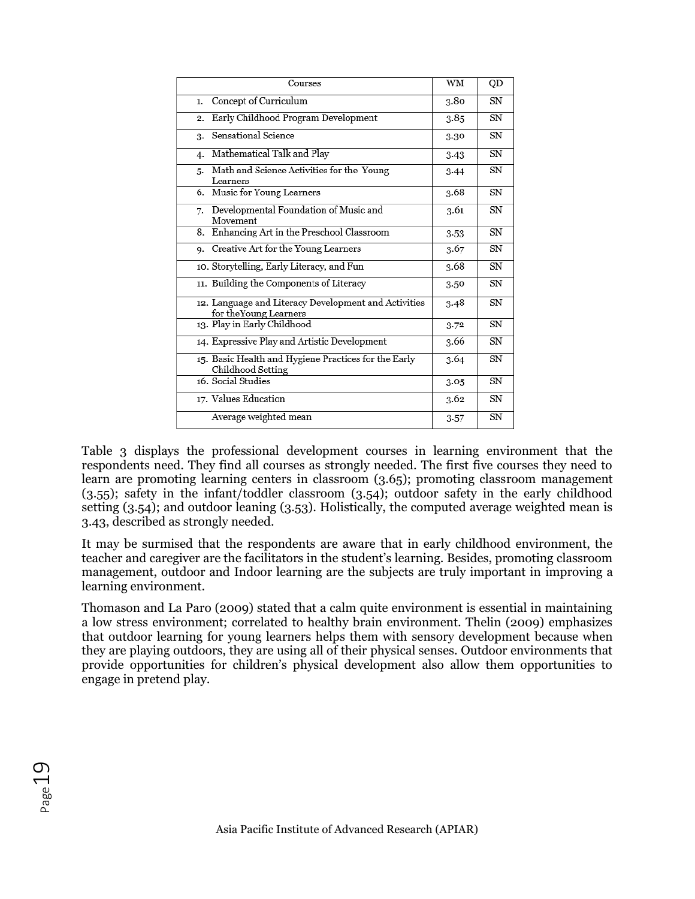| Courses | WM | QD |
| --- | --- | --- |
| 1. Concept of Curriculum | 3.80 | SN |
| 2. Early Childhood Program Development | 3.85 | SN |
| 3. Sensational Science | 3.30 | SN |
| 4. Mathematical Talk and Play | 3.43 | SN |
| 5. Math and Science Activities for the Young Learners | 3.44 | SN |
| 6. Music for Young Learners | 3.68 | SN |
| 7. Developmental Foundation of Music and Movement | 3.61 | SN |
| 8. Enhancing Art in the Preschool Classroom | 3.53 | SN |
| 9. Creative Art for the Young Learners | 3.67 | SN |
| 10. Storytelling, Early Literacy, and Fun | 3.68 | SN |
| 11. Building the Components of Literacy | 3.50 | SN |
| 12. Language and Literacy Development and Activities for theYoung Learners | 3.48 | SN |
| 13. Play in Early Childhood | 3.72 | SN |
| 14. Expressive Play and Artistic Development | 3.66 | SN |
| 15. Basic Health and Hygiene Practices for the Early Childhood Setting | 3.64 | SN |
| 16. Social Studies | 3.05 | SN |
| 17. Values Education | 3.62 | SN |
| Average weighted mean | 3.57 | SN |

Table 3 displays the professional development courses in learning environment that the respondents need. They find all courses as strongly needed. The first five courses they need to learn are promoting learning centers in classroom (3.65); promoting classroom management (3.55); safety in the infant/toddler classroom (3.54); outdoor safety in the early childhood setting (3.54); and outdoor leaning (3.53). Holistically, the computed average weighted mean is 3.43, described as strongly needed.

It may be surmised that the respondents are aware that in early childhood environment, the teacher and caregiver are the facilitators in the student's learning. Besides, promoting classroom management, outdoor and Indoor learning are the subjects are truly important in improving a learning environment.

Thomason and La Paro (2009) stated that a calm quite environment is essential in maintaining a low stress environment; correlated to healthy brain environment. Thelin (2009) emphasizes that outdoor learning for young learners helps them with sensory development because when they are playing outdoors, they are using all of their physical senses. Outdoor environments that provide opportunities for children's physical development also allow them opportunities to engage in pretend play.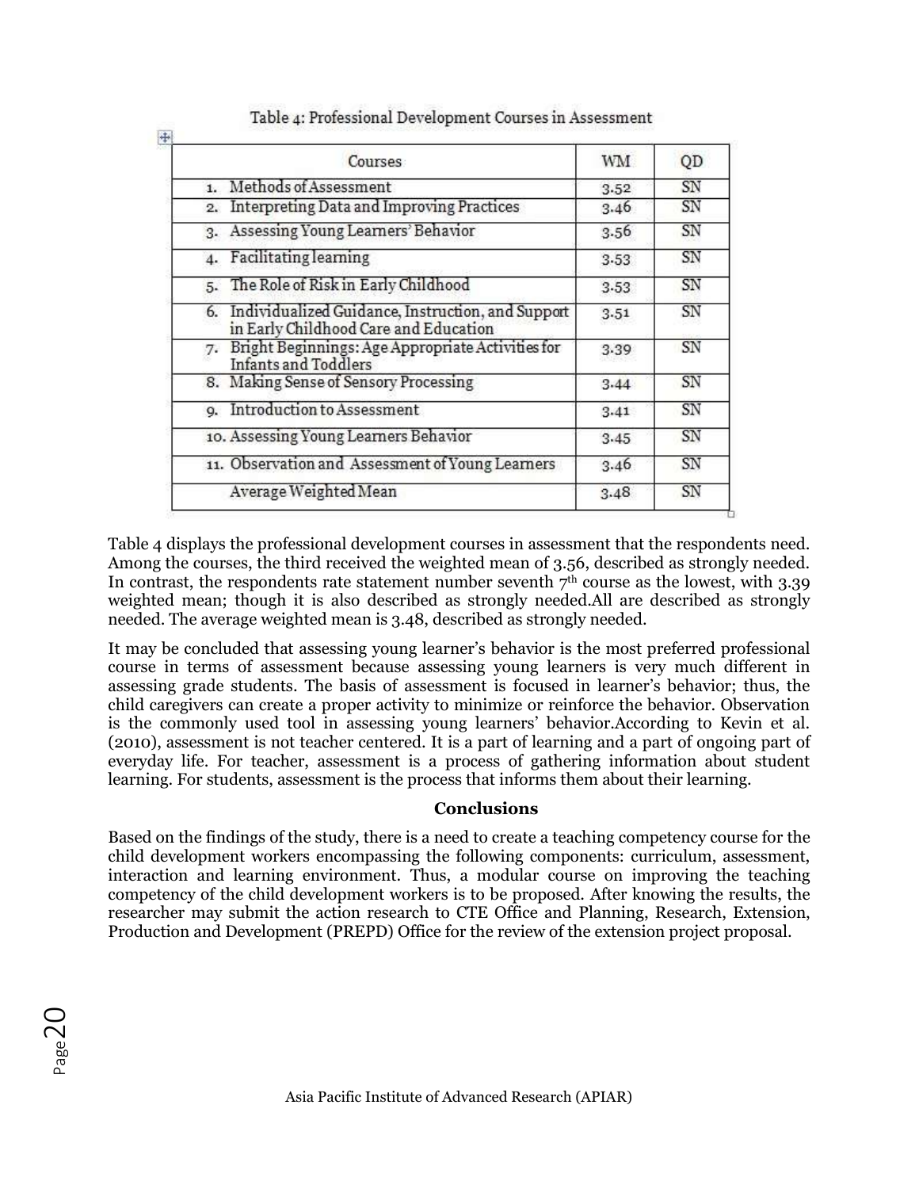Table 4: Professional Development Courses in Assessment

| Courses | WM | QD |
|---|---|---|
| 1. Methods of Assessment | 3.52 | SN |
| 2. Interpreting Data and Improving Practices | 3.46 | SN |
| 3. Assessing Young Learners' Behavior | 3.56 | SN |
| 4. Facilitating learning | 3.53 | SN |
| 5. The Role of Risk in Early Childhood | 3.53 | SN |
| 6. Individualized Guidance, Instruction, and Support in Early Childhood Care and Education | 3.51 | SN |
| 7. Bright Beginnings: Age Appropriate Activities for Infants and Toddlers | 3.39 | SN |
| 8. Making Sense of Sensory Processing | 3.44 | SN |
| 9. Introduction to Assessment | 3.41 | SN |
| 10. Assessing Young Learners Behavior | 3.45 | SN |
| 11. Observation and Assessment of Young Learners | 3.46 | SN |
| Average Weighted Mean | 3.48 | SN |

Table 4 displays the professional development courses in assessment that the respondents need. Among the courses, the third received the weighted mean of 3.56, described as strongly needed. In contrast, the respondents rate statement number seventh 7th course as the lowest, with 3.39 weighted mean; though it is also described as strongly needed.All are described as strongly needed. The average weighted mean is 3.48, described as strongly needed.

It may be concluded that assessing young learner's behavior is the most preferred professional course in terms of assessment because assessing young learners is very much different in assessing grade students. The basis of assessment is focused in learner's behavior; thus, the child caregivers can create a proper activity to minimize or reinforce the behavior. Observation is the commonly used tool in assessing young learners' behavior.According to Kevin et al. (2010), assessment is not teacher centered. It is a part of learning and a part of ongoing part of everyday life. For teacher, assessment is a process of gathering information about student learning. For students, assessment is the process that informs them about their learning.

## Conclusions

Based on the findings of the study, there is a need to create a teaching competency course for the child development workers encompassing the following components: curriculum, assessment, interaction and learning environment. Thus, a modular course on improving the teaching competency of the child development workers is to be proposed. After knowing the results, the researcher may submit the action research to CTE Office and Planning, Research, Extension, Production and Development (PREPD) Office for the review of the extension project proposal.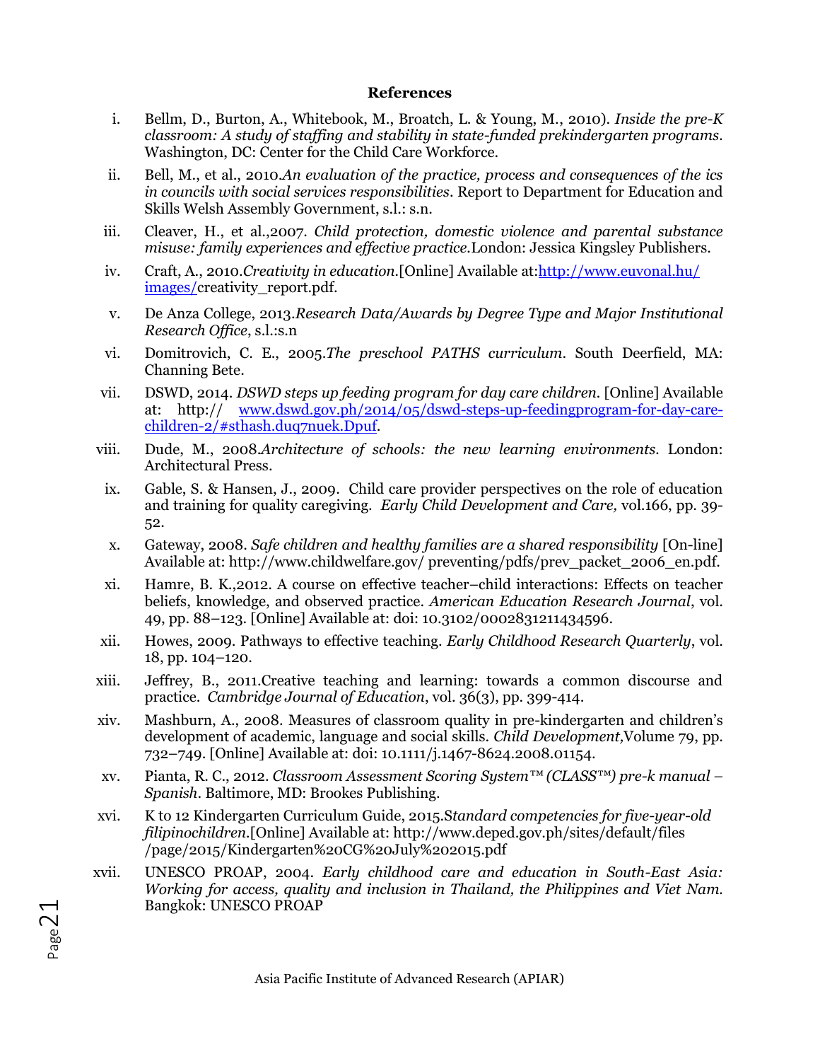**References**

i. Bellm, D., Burton, A., Whitebook, M., Broatch, L. & Young, M., 2010). *Inside the pre-K classroom: A study of staffing and stability in state-funded prekindergarten programs*. Washington, DC: Center for the Child Care Workforce.

ii. Bell, M., et al., 2010.*An evaluation of the practice, process and consequences of the ics in councils with social services responsibilities*. Report to Department for Education and Skills Welsh Assembly Government, s.l.: s.n.

iii. Cleaver, H., et al.,2007. *Child protection, domestic violence and parental substance misuse: family experiences and effective practice.*London: Jessica Kingsley Publishers.

iv. Craft, A., 2010.*Creativity in education*.[Online] Available at:http://www.euvonal.hu/images/creativity_report.pdf.

v. De Anza College, 2013.*Research Data/Awards by Degree Type and Major Institutional Research Office*, s.l.:s.n

vi. Domitrovich, C. E., 2005.*The preschool PATHS curriculum*. South Deerfield, MA: Channing Bete.

vii. DSWD, 2014. *DSWD steps up feeding program for day care children.* [Online] Available at: http:// www.dswd.gov.ph/2014/05/dswd-steps-up-feedingprogram-for-day-care-children-2/#sthash.duq7nuek.Dpuf.

viii. Dude, M., 2008.*Architecture of schools: the new learning environments*. London: Architectural Press.

ix. Gable, S. & Hansen, J., 2009. Child care provider perspectives on the role of education and training for quality caregiving. *Early Child Development and Care,* vol.166, pp. 39-52.

x. Gateway, 2008. *Safe children and healthy families are a shared responsibility* [On-line] Available at: http://www.childwelfare.gov/ preventing/pdfs/prev_packet_2006_en.pdf.

xi. Hamre, B. K.,2012. A course on effective teacher–child interactions: Effects on teacher beliefs, knowledge, and observed practice. *American Education Research Journal*, vol. 49, pp. 88–123. [Online] Available at: doi: 10.3102/0002831211434596.

xii. Howes, 2009. Pathways to effective teaching. *Early Childhood Research Quarterly*, vol. 18, pp. 104–120.

xiii. Jeffrey, B., 2011.Creative teaching and learning: towards a common discourse and practice. *Cambridge Journal of Education*, vol. 36(3), pp. 399-414.

xiv. Mashburn, A., 2008. Measures of classroom quality in pre-kindergarten and children's development of academic, language and social skills. *Child Development,*Volume 79, pp. 732–749. [Online] Available at: doi: 10.1111/j.1467-8624.2008.01154.

xv. Pianta, R. C., 2012. *Classroom Assessment Scoring System™ (CLASS™) pre-k manual – Spanish*. Baltimore, MD: Brookes Publishing.

xvi. K to 12 Kindergarten Curriculum Guide, 2015.S*tandard competencies for five-year-old filipinochildren.*[Online] Available at: http://www.deped.gov.ph/sites/default/files /page/2015/Kindergarten%20CG%20July%202015.pdf

xvii. UNESCO PROAP, 2004. *Early childhood care and education in South-East Asia: Working for access, quality and inclusion in Thailand, the Philippines and Viet Nam.* Bangkok: UNESCO PROAP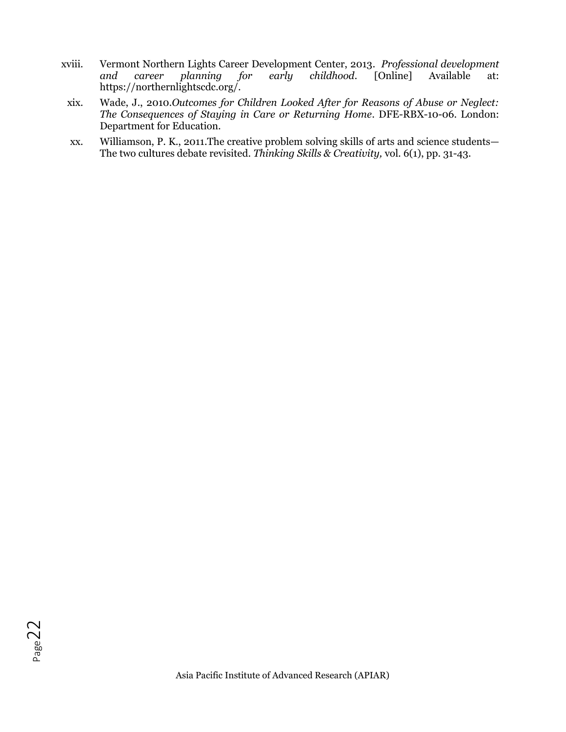xviii. Vermont Northern Lights Career Development Center, 2013. *Professional development and career planning for early childhood*. [Online] Available at: https://northernlightscdc.org/.

xix. Wade, J., 2010.*Outcomes for Children Looked After for Reasons of Abuse or Neglect: The Consequences of Staying in Care or Returning Home*. DFE-RBX-10-06. London: Department for Education.

xx. Williamson, P. K., 2011.The creative problem solving skills of arts and science students—The two cultures debate revisited. *Thinking Skills & Creativity,* vol. 6(1), pp. 31-43.